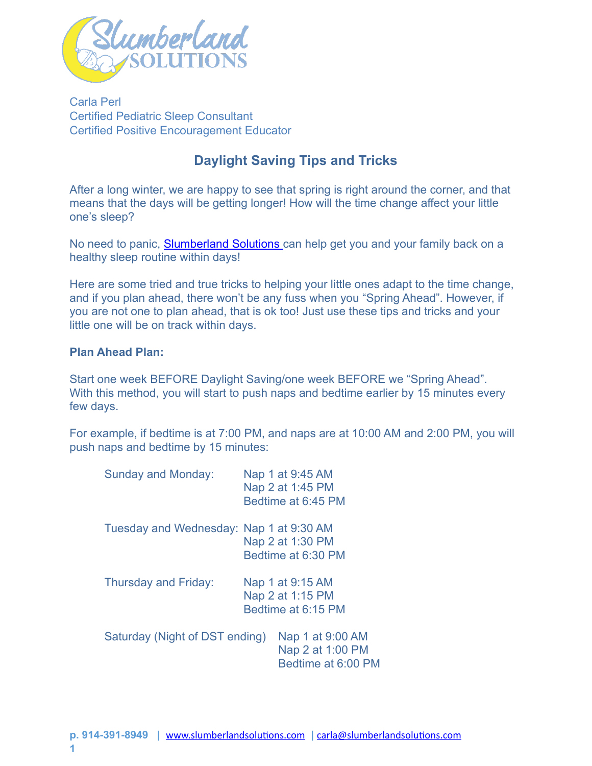Carla Perl
Certified Pediatric Sleep Consultant
Certified Positive Encouragement Educator

## Daylight Saving Tips and Tricks

After a long winter, we are happy to see that spring is right around the corner, and that means that the days will be getting longer! How will the time change affect your little one's sleep?

No need to panic, [Slumberland Solutions](http://www.slumberlandsolutions.com) can help get you and your family back on a healthy sleep routine within days!

Here are some tried and true tricks to helping your little ones adapt to the time change, and if you plan ahead, there won't be any fuss when you "Spring Ahead". However, if you are not one to plan ahead, that is ok too! Just use these tips and tricks and your little one will be on track within days.

**Plan Ahead Plan:**

Start one week BEFORE Daylight Saving/one week BEFORE we "Spring Ahead". With this method, you will start to push naps and bedtime earlier by 15 minutes every few days.

For example, if bedtime is at 7:00 PM, and naps are at 10:00 AM and 2:00 PM, you will push naps and bedtime by 15 minutes:

Sunday and Monday:
Nap 1 at 9:45 AM
Nap 2 at 1:45 PM
Bedtime at 6:45 PM

Tuesday and Wednesday:
Nap 1 at 9:30 AM
Nap 2 at 1:30 PM
Bedtime at 6:30 PM

Thursday and Friday:
Nap 1 at 9:15 AM
Nap 2 at 1:15 PM
Bedtime at 6:15 PM

Saturday (Night of DST ending)
Nap 1 at 9:00 AM
Nap 2 at 1:00 PM
Bedtime at 6:00 PM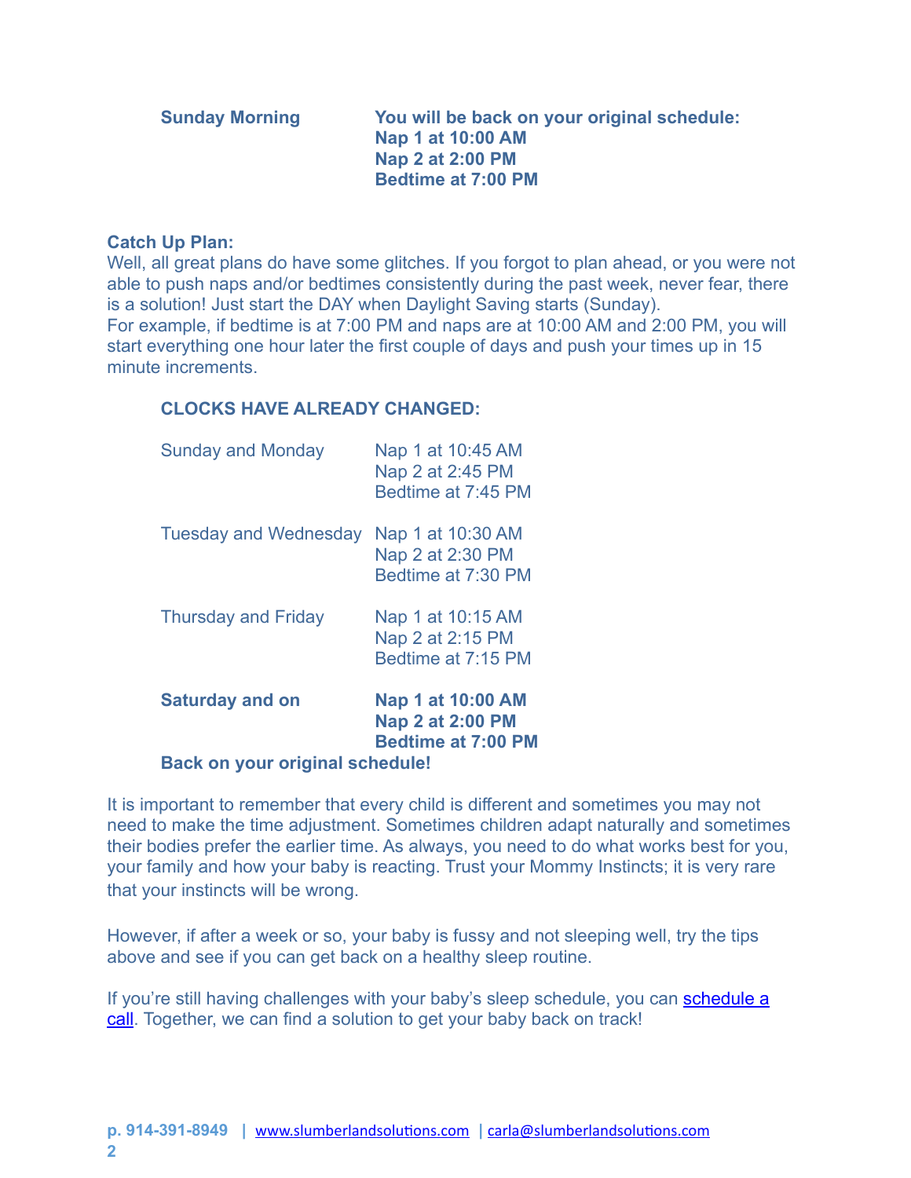| | |
|---|---|
| **Sunday Morning** | **You will be back on your original schedule:**<br>**Nap 1 at 10:00 AM**<br>**Nap 2 at 2:00 PM**<br>**Bedtime at 7:00 PM** |

**Catch Up Plan:**
Well, all great plans do have some glitches. If you forgot to plan ahead, or you were not able to push naps and/or bedtimes consistently during the past week, never fear, there is a solution! Just start the DAY when Daylight Saving starts (Sunday).
For example, if bedtime is at 7:00 PM and naps are at 10:00 AM and 2:00 PM, you will start everything one hour later the first couple of days and push your times up in 15 minute increments.

**CLOCKS HAVE ALREADY CHANGED:**

| | |
|---|---|
| Sunday and Monday | Nap 1 at 10:45 AM<br>Nap 2 at 2:45 PM<br>Bedtime at 7:45 PM |
| Tuesday and Wednesday | Nap 1 at 10:30 AM<br>Nap 2 at 2:30 PM<br>Bedtime at 7:30 PM |
| Thursday and Friday | Nap 1 at 10:15 AM<br>Nap 2 at 2:15 PM<br>Bedtime at 7:15 PM |
| **Saturday and on** | **Nap 1 at 10:00 AM**<br>**Nap 2 at 2:00 PM**<br>**Bedtime at 7:00 PM** |

**Back on your original schedule!**

It is important to remember that every child is different and sometimes you may not need to make the time adjustment. Sometimes children adapt naturally and sometimes their bodies prefer the earlier time. As always, you need to do what works best for you, your family and how your baby is reacting. Trust your Mommy Instincts; it is very rare that your instincts will be wrong.

However, if after a week or so, your baby is fussy and not sleeping well, try the tips above and see if you can get back on a healthy sleep routine.

If you're still having challenges with your baby's sleep schedule, you can schedule a call. Together, we can find a solution to get your baby back on track!

**p. 914-391-8949** | www.slumberlandsolutions.com | carla@slumberlandsolutions.com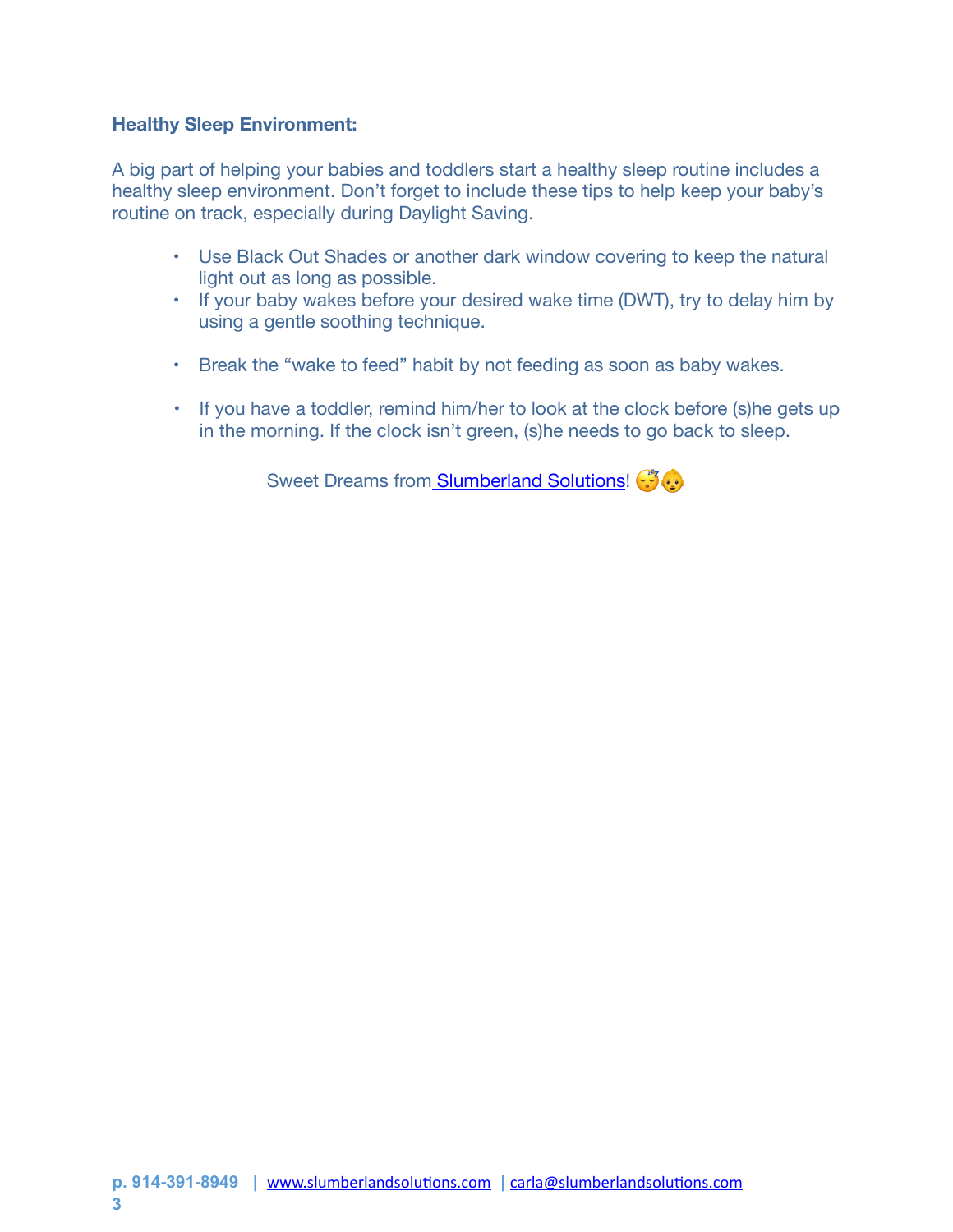**Healthy Sleep Environment:**

A big part of helping your babies and toddlers start a healthy sleep routine includes a healthy sleep environment. Don't forget to include these tips to help keep your baby's routine on track, especially during Daylight Saving.

- Use Black Out Shades or another dark window covering to keep the natural light out as long as possible.
- If your baby wakes before your desired wake time (DWT), try to delay him by using a gentle soothing technique.
- Break the "wake to feed" habit by not feeding as soon as baby wakes.
- If you have a toddler, remind him/her to look at the clock before (s)he gets up in the morning. If the clock isn't green, (s)he needs to go back to sleep.

Sweet Dreams from Slumberland Solutions! 😴👶

p. 914-391-8949 | www.slumberlandsolutions.com | carla@slumberlandsolutions.com